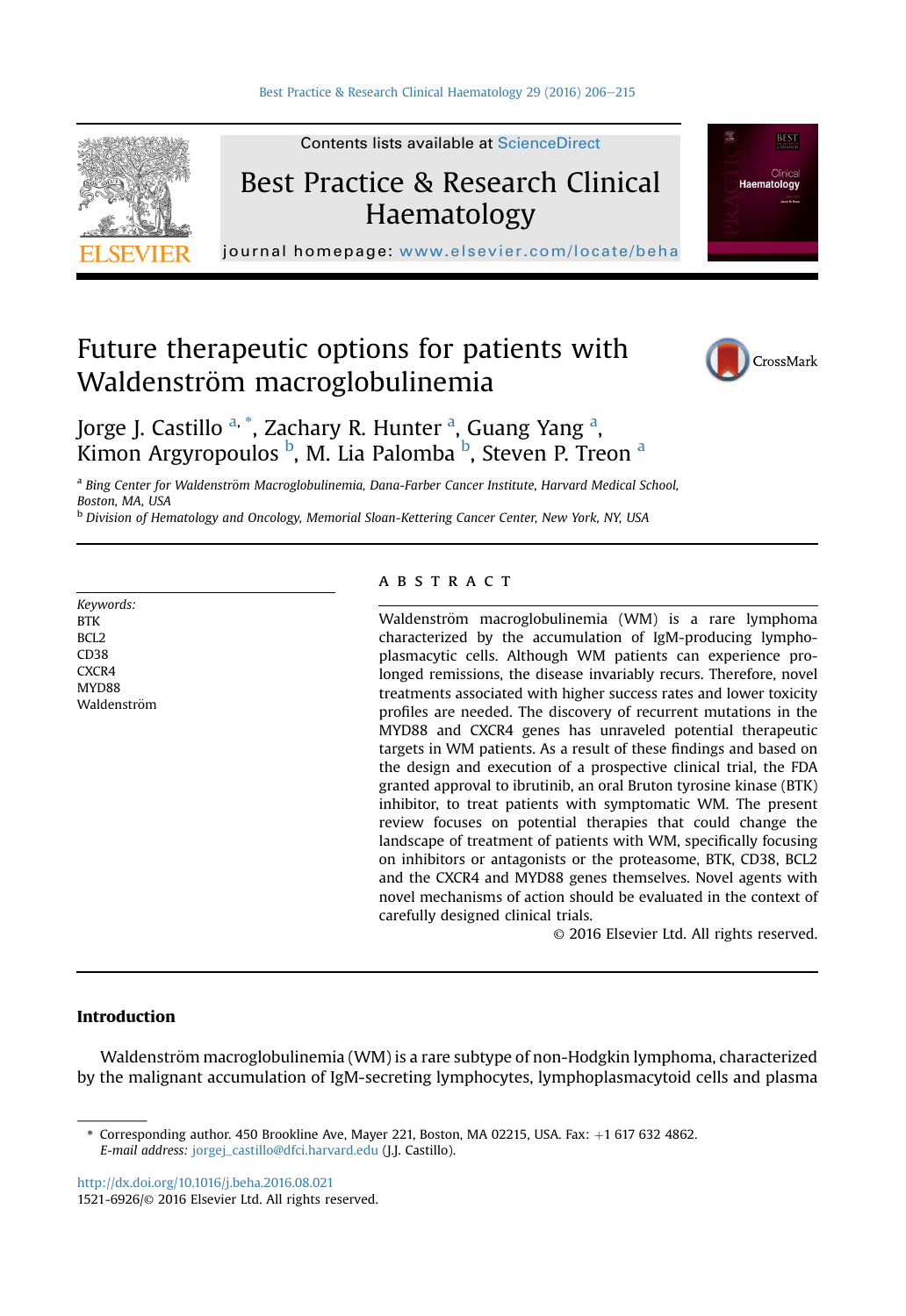# Future therapeutic options for patients with Waldenström macroglobulinemia

Jorge J. Castillo [a,*], Zachary R. Hunter [a], Guang Yang [a], Kimon Argyropoulos [b], M. Lia Palomba [b], Steven P. Treon [a]

[a] *Bing Center for Waldenström Macroglobulinemia, Dana-Farber Cancer Institute, Harvard Medical School, Boston, MA, USA*

[b] *Division of Hematology and Oncology, Memorial Sloan-Kettering Cancer Center, New York, NY, USA*

*Keywords:*
BTK
BCL2
CD38
CXCR4
MYD88
Waldenström

## A B S T R A C T

Waldenström macroglobulinemia (WM) is a rare lymphoma characterized by the accumulation of IgM-producing lymphoplasmacytic cells. Although WM patients can experience prolonged remissions, the disease invariably recurs. Therefore, novel treatments associated with higher success rates and lower toxicity profiles are needed. The discovery of recurrent mutations in the MYD88 and CXCR4 genes has unraveled potential therapeutic targets in WM patients. As a result of these findings and based on the design and execution of a prospective clinical trial, the FDA granted approval to ibrutinib, an oral Bruton tyrosine kinase (BTK) inhibitor, to treat patients with symptomatic WM. The present review focuses on potential therapies that could change the landscape of treatment of patients with WM, specifically focusing on inhibitors or antagonists or the proteasome, BTK, CD38, BCL2 and the CXCR4 and MYD88 genes themselves. Novel agents with novel mechanisms of action should be evaluated in the context of carefully designed clinical trials.

© 2016 Elsevier Ltd. All rights reserved.

## Introduction

Waldenström macroglobulinemia (WM) is a rare subtype of non-Hodgkin lymphoma, characterized by the malignant accumulation of IgM-secreting lymphocytes, lymphoplasmacytoid cells and plasma

\* Corresponding author. 450 Brookline Ave, Mayer 221, Boston, MA 02215, USA. Fax: +1 617 632 4862.
*E-mail address:* jorgej_castillo@dfci.harvard.edu (J.J. Castillo).

http://dx.doi.org/10.1016/j.beha.2016.08.021
1521-6926/© 2016 Elsevier Ltd. All rights reserved.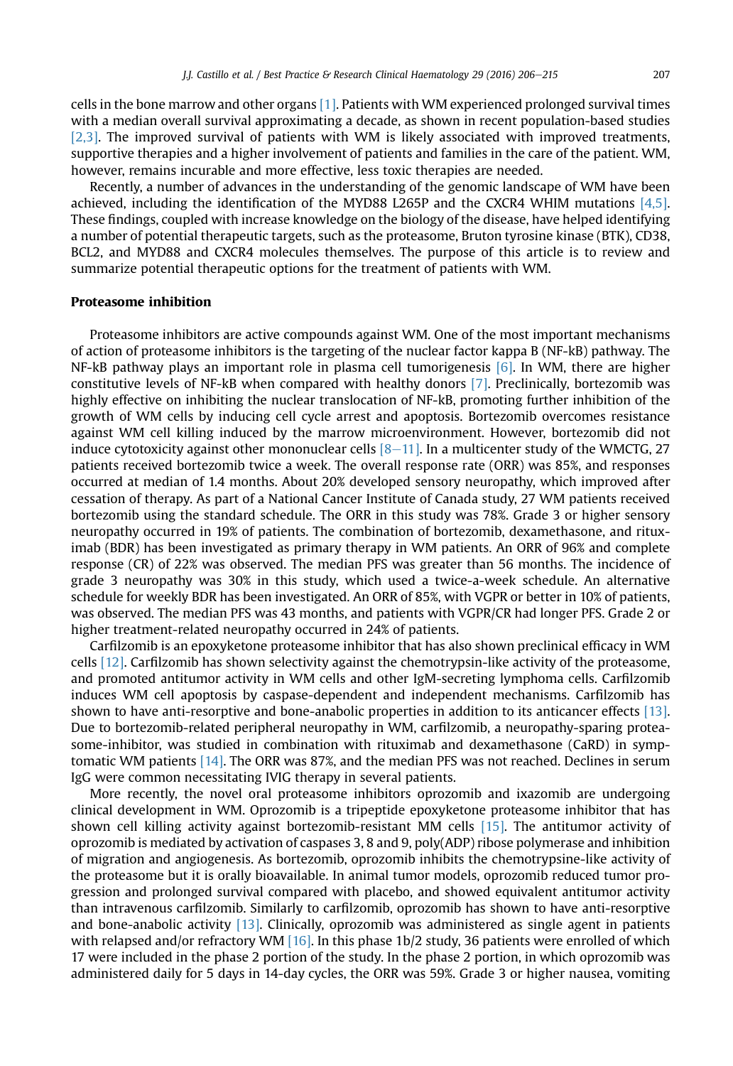cells in the bone marrow and other organs [1]. Patients with WM experienced prolonged survival times with a median overall survival approximating a decade, as shown in recent population-based studies [2,3]. The improved survival of patients with WM is likely associated with improved treatments, supportive therapies and a higher involvement of patients and families in the care of the patient. WM, however, remains incurable and more effective, less toxic therapies are needed.

Recently, a number of advances in the understanding of the genomic landscape of WM have been achieved, including the identification of the MYD88 L265P and the CXCR4 WHIM mutations [4,5]. These findings, coupled with increase knowledge on the biology of the disease, have helped identifying a number of potential therapeutic targets, such as the proteasome, Bruton tyrosine kinase (BTK), CD38, BCL2, and MYD88 and CXCR4 molecules themselves. The purpose of this article is to review and summarize potential therapeutic options for the treatment of patients with WM.

## Proteasome inhibition

Proteasome inhibitors are active compounds against WM. One of the most important mechanisms of action of proteasome inhibitors is the targeting of the nuclear factor kappa B (NF-kB) pathway. The NF-kB pathway plays an important role in plasma cell tumorigenesis [6]. In WM, there are higher constitutive levels of NF-kB when compared with healthy donors [7]. Preclinically, bortezomib was highly effective on inhibiting the nuclear translocation of NF-kB, promoting further inhibition of the growth of WM cells by inducing cell cycle arrest and apoptosis. Bortezomib overcomes resistance against WM cell killing induced by the marrow microenvironment. However, bortezomib did not induce cytotoxicity against other mononuclear cells [8–11]. In a multicenter study of the WMCTG, 27 patients received bortezomib twice a week. The overall response rate (ORR) was 85%, and responses occurred at median of 1.4 months. About 20% developed sensory neuropathy, which improved after cessation of therapy. As part of a National Cancer Institute of Canada study, 27 WM patients received bortezomib using the standard schedule. The ORR in this study was 78%. Grade 3 or higher sensory neuropathy occurred in 19% of patients. The combination of bortezomib, dexamethasone, and rituximab (BDR) has been investigated as primary therapy in WM patients. An ORR of 96% and complete response (CR) of 22% was observed. The median PFS was greater than 56 months. The incidence of grade 3 neuropathy was 30% in this study, which used a twice-a-week schedule. An alternative schedule for weekly BDR has been investigated. An ORR of 85%, with VGPR or better in 10% of patients, was observed. The median PFS was 43 months, and patients with VGPR/CR had longer PFS. Grade 2 or higher treatment-related neuropathy occurred in 24% of patients.

Carfilzomib is an epoxyketone proteasome inhibitor that has also shown preclinical efficacy in WM cells [12]. Carfilzomib has shown selectivity against the chemotrypsin-like activity of the proteasome, and promoted antitumor activity in WM cells and other IgM-secreting lymphoma cells. Carfilzomib induces WM cell apoptosis by caspase-dependent and independent mechanisms. Carfilzomib has shown to have anti-resorptive and bone-anabolic properties in addition to its anticancer effects [13]. Due to bortezomib-related peripheral neuropathy in WM, carfilzomib, a neuropathy-sparing proteasome-inhibitor, was studied in combination with rituximab and dexamethasone (CaRD) in symptomatic WM patients [14]. The ORR was 87%, and the median PFS was not reached. Declines in serum IgG were common necessitating IVIG therapy in several patients.

More recently, the novel oral proteasome inhibitors oprozomib and ixazomib are undergoing clinical development in WM. Oprozomib is a tripeptide epoxyketone proteasome inhibitor that has shown cell killing activity against bortezomib-resistant MM cells [15]. The antitumor activity of oprozomib is mediated by activation of caspases 3, 8 and 9, poly(ADP) ribose polymerase and inhibition of migration and angiogenesis. As bortezomib, oprozomib inhibits the chemotrypsine-like activity of the proteasome but it is orally bioavailable. In animal tumor models, oprozomib reduced tumor progression and prolonged survival compared with placebo, and showed equivalent antitumor activity than intravenous carfilzomib. Similarly to carfilzomib, oprozomib has shown to have anti-resorptive and bone-anabolic activity [13]. Clinically, oprozomib was administered as single agent in patients with relapsed and/or refractory WM [16]. In this phase 1b/2 study, 36 patients were enrolled of which 17 were included in the phase 2 portion of the study. In the phase 2 portion, in which oprozomib was administered daily for 5 days in 14-day cycles, the ORR was 59%. Grade 3 or higher nausea, vomiting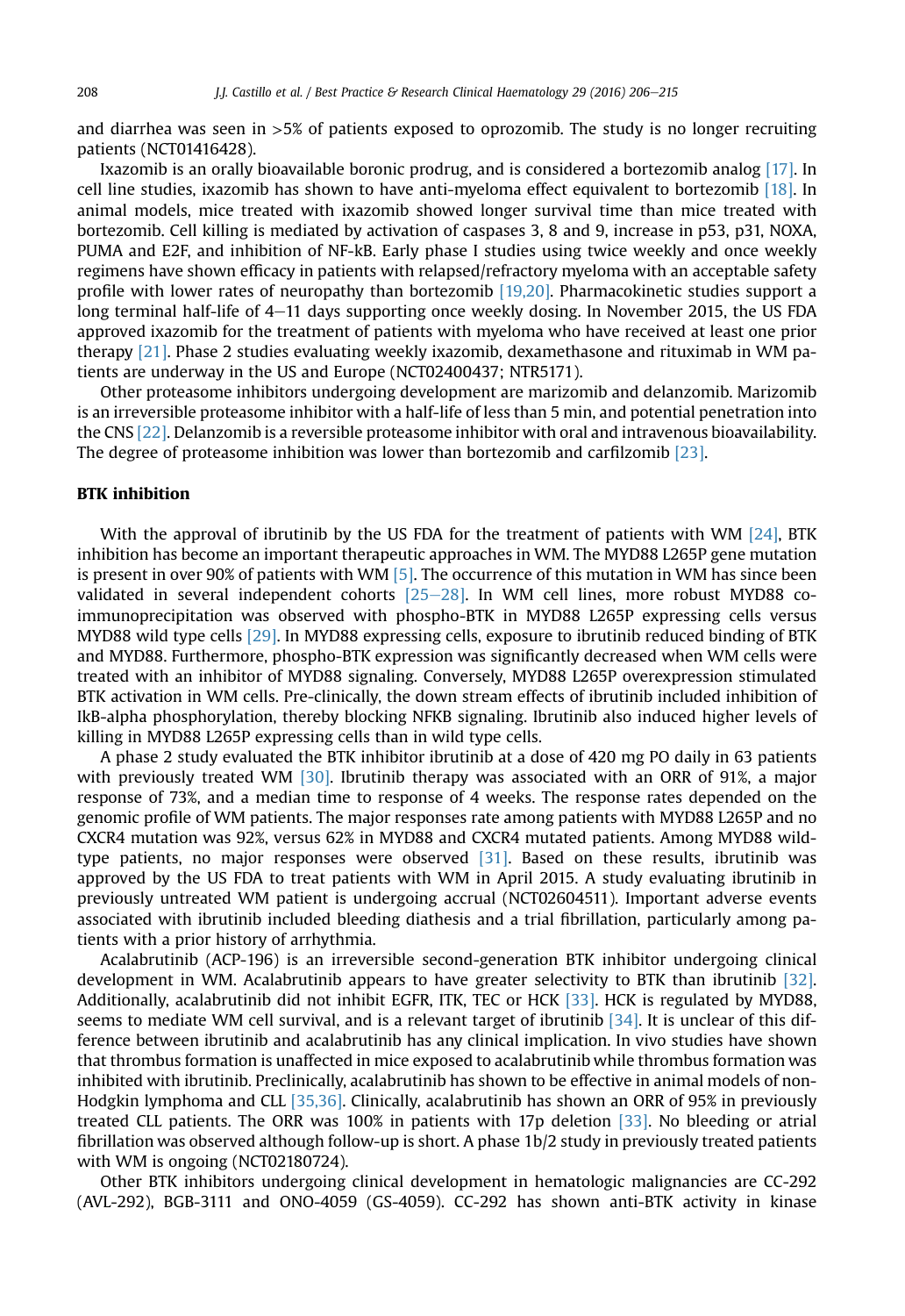and diarrhea was seen in >5% of patients exposed to oprozomib. The study is no longer recruiting patients (NCT01416428).

Ixazomib is an orally bioavailable boronic prodrug, and is considered a bortezomib analog [17]. In cell line studies, ixazomib has shown to have anti-myeloma effect equivalent to bortezomib [18]. In animal models, mice treated with ixazomib showed longer survival time than mice treated with bortezomib. Cell killing is mediated by activation of caspases 3, 8 and 9, increase in p53, p31, NOXA, PUMA and E2F, and inhibition of NF-kB. Early phase I studies using twice weekly and once weekly regimens have shown efficacy in patients with relapsed/refractory myeloma with an acceptable safety profile with lower rates of neuropathy than bortezomib [19,20]. Pharmacokinetic studies support a long terminal half-life of 4–11 days supporting once weekly dosing. In November 2015, the US FDA approved ixazomib for the treatment of patients with myeloma who have received at least one prior therapy [21]. Phase 2 studies evaluating weekly ixazomib, dexamethasone and rituximab in WM patients are underway in the US and Europe (NCT02400437; NTR5171).

Other proteasome inhibitors undergoing development are marizomib and delanzomib. Marizomib is an irreversible proteasome inhibitor with a half-life of less than 5 min, and potential penetration into the CNS [22]. Delanzomib is a reversible proteasome inhibitor with oral and intravenous bioavailability. The degree of proteasome inhibition was lower than bortezomib and carfilzomib [23].

## BTK inhibition

With the approval of ibrutinib by the US FDA for the treatment of patients with WM [24], BTK inhibition has become an important therapeutic approaches in WM. The MYD88 L265P gene mutation is present in over 90% of patients with WM [5]. The occurrence of this mutation in WM has since been validated in several independent cohorts [25–28]. In WM cell lines, more robust MYD88 co-immunoprecipitation was observed with phospho-BTK in MYD88 L265P expressing cells versus MYD88 wild type cells [29]. In MYD88 expressing cells, exposure to ibrutinib reduced binding of BTK and MYD88. Furthermore, phospho-BTK expression was significantly decreased when WM cells were treated with an inhibitor of MYD88 signaling. Conversely, MYD88 L265P overexpression stimulated BTK activation in WM cells. Pre-clinically, the down stream effects of ibrutinib included inhibition of IkB-alpha phosphorylation, thereby blocking NFKB signaling. Ibrutinib also induced higher levels of killing in MYD88 L265P expressing cells than in wild type cells.

A phase 2 study evaluated the BTK inhibitor ibrutinib at a dose of 420 mg PO daily in 63 patients with previously treated WM [30]. Ibrutinib therapy was associated with an ORR of 91%, a major response of 73%, and a median time to response of 4 weeks. The response rates depended on the genomic profile of WM patients. The major responses rate among patients with MYD88 L265P and no CXCR4 mutation was 92%, versus 62% in MYD88 and CXCR4 mutated patients. Among MYD88 wild-type patients, no major responses were observed [31]. Based on these results, ibrutinib was approved by the US FDA to treat patients with WM in April 2015. A study evaluating ibrutinib in previously untreated WM patient is undergoing accrual (NCT02604511). Important adverse events associated with ibrutinib included bleeding diathesis and a trial fibrillation, particularly among patients with a prior history of arrhythmia.

Acalabrutinib (ACP-196) is an irreversible second-generation BTK inhibitor undergoing clinical development in WM. Acalabrutinib appears to have greater selectivity to BTK than ibrutinib [32]. Additionally, acalabrutinib did not inhibit EGFR, ITK, TEC or HCK [33]. HCK is regulated by MYD88, seems to mediate WM cell survival, and is a relevant target of ibrutinib [34]. It is unclear of this difference between ibrutinib and acalabrutinib has any clinical implication. In vivo studies have shown that thrombus formation is unaffected in mice exposed to acalabrutinib while thrombus formation was inhibited with ibrutinib. Preclinically, acalabrutinib has shown to be effective in animal models of non-Hodgkin lymphoma and CLL [35,36]. Clinically, acalabrutinib has shown an ORR of 95% in previously treated CLL patients. The ORR was 100% in patients with 17p deletion [33]. No bleeding or atrial fibrillation was observed although follow-up is short. A phase 1b/2 study in previously treated patients with WM is ongoing (NCT02180724).

Other BTK inhibitors undergoing clinical development in hematologic malignancies are CC-292 (AVL-292), BGB-3111 and ONO-4059 (GS-4059). CC-292 has shown anti-BTK activity in kinase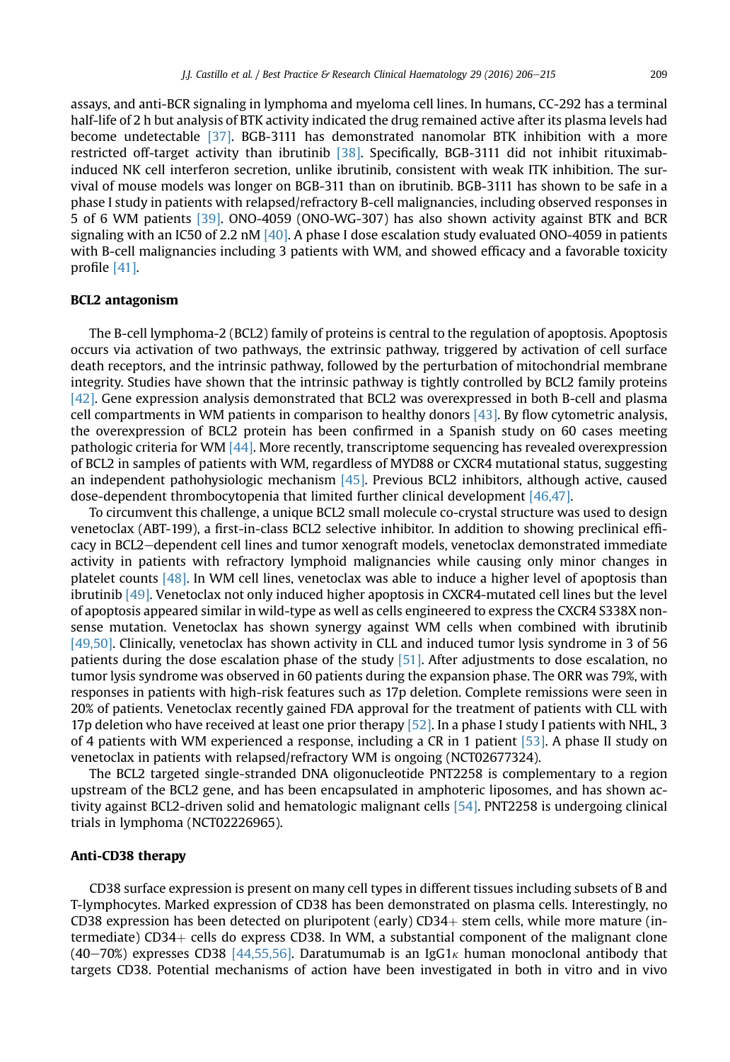assays, and anti-BCR signaling in lymphoma and myeloma cell lines. In humans, CC-292 has a terminal half-life of 2 h but analysis of BTK activity indicated the drug remained active after its plasma levels had become undetectable [37]. BGB-3111 has demonstrated nanomolar BTK inhibition with a more restricted off-target activity than ibrutinib [38]. Specifically, BGB-3111 did not inhibit rituximab-induced NK cell interferon secretion, unlike ibrutinib, consistent with weak ITK inhibition. The survival of mouse models was longer on BGB-311 than on ibrutinib. BGB-3111 has shown to be safe in a phase I study in patients with relapsed/refractory B-cell malignancies, including observed responses in 5 of 6 WM patients [39]. ONO-4059 (ONO-WG-307) has also shown activity against BTK and BCR signaling with an IC50 of 2.2 nM [40]. A phase I dose escalation study evaluated ONO-4059 in patients with B-cell malignancies including 3 patients with WM, and showed efficacy and a favorable toxicity profile [41].

## BCL2 antagonism

The B-cell lymphoma-2 (BCL2) family of proteins is central to the regulation of apoptosis. Apoptosis occurs via activation of two pathways, the extrinsic pathway, triggered by activation of cell surface death receptors, and the intrinsic pathway, followed by the perturbation of mitochondrial membrane integrity. Studies have shown that the intrinsic pathway is tightly controlled by BCL2 family proteins [42]. Gene expression analysis demonstrated that BCL2 was overexpressed in both B-cell and plasma cell compartments in WM patients in comparison to healthy donors [43]. By flow cytometric analysis, the overexpression of BCL2 protein has been confirmed in a Spanish study on 60 cases meeting pathologic criteria for WM [44]. More recently, transcriptome sequencing has revealed overexpression of BCL2 in samples of patients with WM, regardless of MYD88 or CXCR4 mutational status, suggesting an independent pathophysiologic mechanism [45]. Previous BCL2 inhibitors, although active, caused dose-dependent thrombocytopenia that limited further clinical development [46,47].

To circumvent this challenge, a unique BCL2 small molecule co-crystal structure was used to design venetoclax (ABT-199), a first-in-class BCL2 selective inhibitor. In addition to showing preclinical efficacy in BCL2−dependent cell lines and tumor xenograft models, venetoclax demonstrated immediate activity in patients with refractory lymphoid malignancies while causing only minor changes in platelet counts [48]. In WM cell lines, venetoclax was able to induce a higher level of apoptosis than ibrutinib [49]. Venetoclax not only induced higher apoptosis in CXCR4-mutated cell lines but the level of apoptosis appeared similar in wild-type as well as cells engineered to express the CXCR4 S338X nonsense mutation. Venetoclax has shown synergy against WM cells when combined with ibrutinib [49,50]. Clinically, venetoclax has shown activity in CLL and induced tumor lysis syndrome in 3 of 56 patients during the dose escalation phase of the study [51]. After adjustments to dose escalation, no tumor lysis syndrome was observed in 60 patients during the expansion phase. The ORR was 79%, with responses in patients with high-risk features such as 17p deletion. Complete remissions were seen in 20% of patients. Venetoclax recently gained FDA approval for the treatment of patients with CLL with 17p deletion who have received at least one prior therapy [52]. In a phase I study I patients with NHL, 3 of 4 patients with WM experienced a response, including a CR in 1 patient [53]. A phase II study on venetoclax in patients with relapsed/refractory WM is ongoing (NCT02677324).

The BCL2 targeted single-stranded DNA oligonucleotide PNT2258 is complementary to a region upstream of the BCL2 gene, and has been encapsulated in amphoteric liposomes, and has shown activity against BCL2-driven solid and hematologic malignant cells [54]. PNT2258 is undergoing clinical trials in lymphoma (NCT02226965).

## Anti-CD38 therapy

CD38 surface expression is present on many cell types in different tissues including subsets of B and T-lymphocytes. Marked expression of CD38 has been demonstrated on plasma cells. Interestingly, no CD38 expression has been detected on pluripotent (early) CD34+ stem cells, while more mature (intermediate) CD34+ cells do express CD38. In WM, a substantial component of the malignant clone (40−70%) expresses CD38 [44,55,56]. Daratumumab is an IgG1$\kappa$ human monoclonal antibody that targets CD38. Potential mechanisms of action have been investigated in both in vitro and in vivo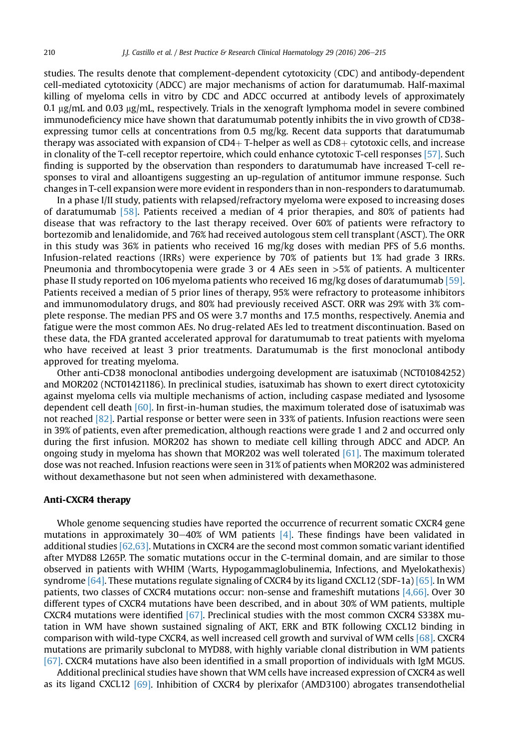studies. The results denote that complement-dependent cytotoxicity (CDC) and antibody-dependent cell-mediated cytotoxicity (ADCC) are major mechanisms of action for daratumumab. Half-maximal killing of myeloma cells in vitro by CDC and ADCC occurred at antibody levels of approximately 0.1 μg/mL and 0.03 μg/mL, respectively. Trials in the xenograft lymphoma model in severe combined immunodeficiency mice have shown that daratumumab potently inhibits the in vivo growth of CD38-expressing tumor cells at concentrations from 0.5 mg/kg. Recent data supports that daratumumab therapy was associated with expansion of CD4+ T-helper as well as CD8+ cytotoxic cells, and increase in clonality of the T-cell receptor repertoire, which could enhance cytotoxic T-cell responses [57]. Such finding is supported by the observation than responders to daratumumab have increased T-cell responses to viral and alloantigens suggesting an up-regulation of antitumor immune response. Such changes in T-cell expansion were more evident in responders than in non-responders to daratumumab.

In a phase I/II study, patients with relapsed/refractory myeloma were exposed to increasing doses of daratumumab [58]. Patients received a median of 4 prior therapies, and 80% of patients had disease that was refractory to the last therapy received. Over 60% of patients were refractory to bortezomib and lenalidomide, and 76% had received autologous stem cell transplant (ASCT). The ORR in this study was 36% in patients who received 16 mg/kg doses with median PFS of 5.6 months. Infusion-related reactions (IRRs) were experience by 70% of patients but 1% had grade 3 IRRs. Pneumonia and thrombocytopenia were grade 3 or 4 AEs seen in >5% of patients. A multicenter phase II study reported on 106 myeloma patients who received 16 mg/kg doses of daratumumab [59]. Patients received a median of 5 prior lines of therapy, 95% were refractory to proteasome inhibitors and immunomodulatory drugs, and 80% had previously received ASCT. ORR was 29% with 3% complete response. The median PFS and OS were 3.7 months and 17.5 months, respectively. Anemia and fatigue were the most common AEs. No drug-related AEs led to treatment discontinuation. Based on these data, the FDA granted accelerated approval for daratumumab to treat patients with myeloma who have received at least 3 prior treatments. Daratumumab is the first monoclonal antibody approved for treating myeloma.

Other anti-CD38 monoclonal antibodies undergoing development are isatuximab (NCT01084252) and MOR202 (NCT01421186). In preclinical studies, isatuximab has shown to exert direct cytotoxicity against myeloma cells via multiple mechanisms of action, including caspase mediated and lysosome dependent cell death [60]. In first-in-human studies, the maximum tolerated dose of isatuximab was not reached [82]. Partial response or better were seen in 33% of patients. Infusion reactions were seen in 39% of patients, even after premedication, although reactions were grade 1 and 2 and occurred only during the first infusion. MOR202 has shown to mediate cell killing through ADCC and ADCP. An ongoing study in myeloma has shown that MOR202 was well tolerated [61]. The maximum tolerated dose was not reached. Infusion reactions were seen in 31% of patients when MOR202 was administered without dexamethasone but not seen when administered with dexamethasone.

## Anti-CXCR4 therapy

Whole genome sequencing studies have reported the occurrence of recurrent somatic CXCR4 gene mutations in approximately 30–40% of WM patients [4]. These findings have been validated in additional studies [62,63]. Mutations in CXCR4 are the second most common somatic variant identified after MYD88 L265P. The somatic mutations occur in the C-terminal domain, and are similar to those observed in patients with WHIM (Warts, Hypogammaglobulinemia, Infections, and Myelokathexis) syndrome [64]. These mutations regulate signaling of CXCR4 by its ligand CXCL12 (SDF-1a) [65]. In WM patients, two classes of CXCR4 mutations occur: non-sense and frameshift mutations [4,66]. Over 30 different types of CXCR4 mutations have been described, and in about 30% of WM patients, multiple CXCR4 mutations were identified [67]. Preclinical studies with the most common CXCR4 S338X mutation in WM have shown sustained signaling of AKT, ERK and BTK following CXCL12 binding in comparison with wild-type CXCR4, as well increased cell growth and survival of WM cells [68]. CXCR4 mutations are primarily subclonal to MYD88, with highly variable clonal distribution in WM patients [67]. CXCR4 mutations have also been identified in a small proportion of individuals with IgM MGUS.

Additional preclinical studies have shown that WM cells have increased expression of CXCR4 as well as its ligand CXCL12 [69]. Inhibition of CXCR4 by plerixafor (AMD3100) abrogates transendothelial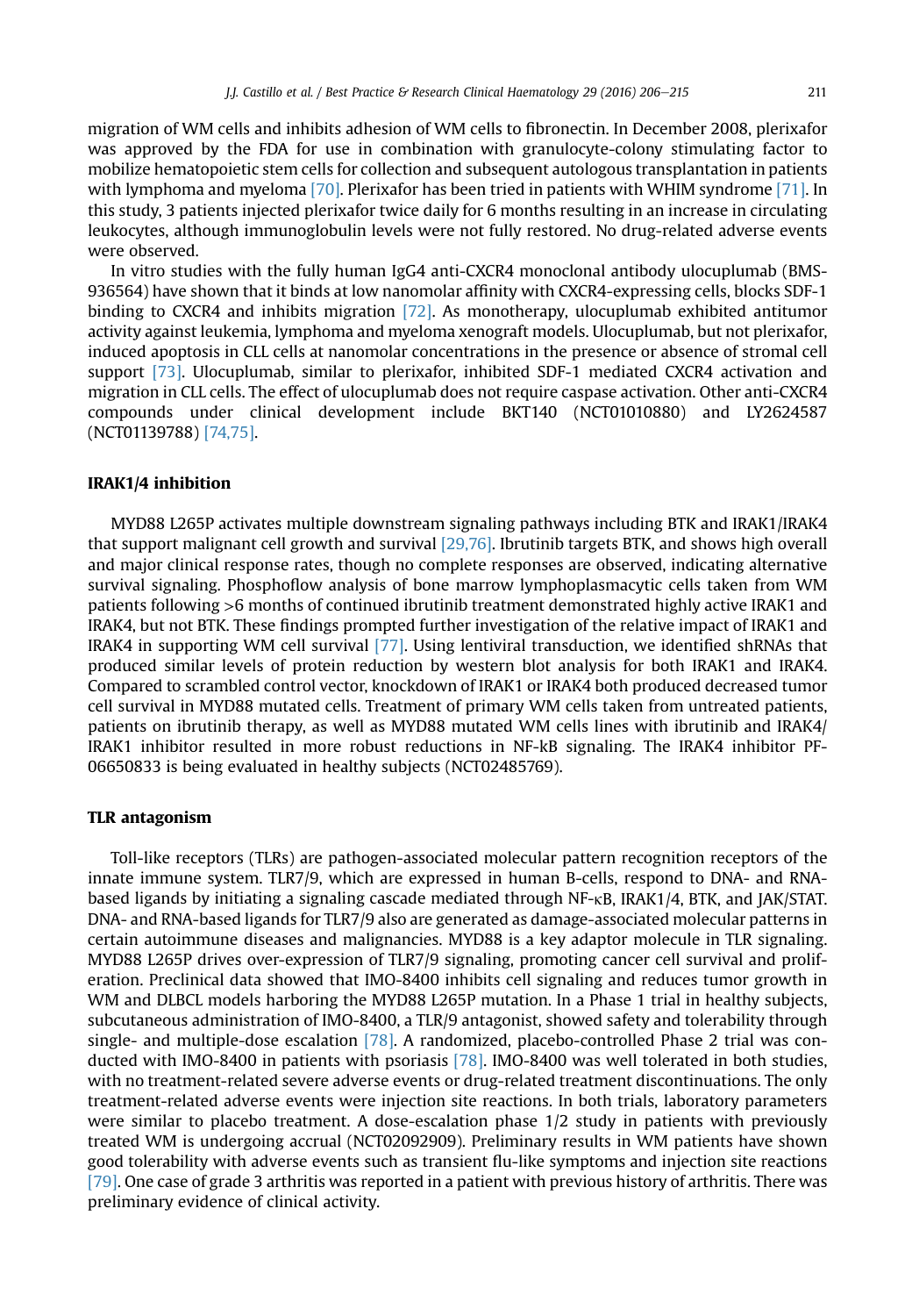migration of WM cells and inhibits adhesion of WM cells to fibronectin. In December 2008, plerixafor was approved by the FDA for use in combination with granulocyte-colony stimulating factor to mobilize hematopoietic stem cells for collection and subsequent autologous transplantation in patients with lymphoma and myeloma [70]. Plerixafor has been tried in patients with WHIM syndrome [71]. In this study, 3 patients injected plerixafor twice daily for 6 months resulting in an increase in circulating leukocytes, although immunoglobulin levels were not fully restored. No drug-related adverse events were observed.

In vitro studies with the fully human IgG4 anti-CXCR4 monoclonal antibody ulocuplumab (BMS-936564) have shown that it binds at low nanomolar affinity with CXCR4-expressing cells, blocks SDF-1 binding to CXCR4 and inhibits migration [72]. As monotherapy, ulocuplumab exhibited antitumor activity against leukemia, lymphoma and myeloma xenograft models. Ulocuplumab, but not plerixafor, induced apoptosis in CLL cells at nanomolar concentrations in the presence or absence of stromal cell support [73]. Ulocuplumab, similar to plerixafor, inhibited SDF-1 mediated CXCR4 activation and migration in CLL cells. The effect of ulocuplumab does not require caspase activation. Other anti-CXCR4 compounds under clinical development include BKT140 (NCT01010880) and LY2624587 (NCT01139788) [74,75].

## IRAK1/4 inhibition

MYD88 L265P activates multiple downstream signaling pathways including BTK and IRAK1/IRAK4 that support malignant cell growth and survival [29,76]. Ibrutinib targets BTK, and shows high overall and major clinical response rates, though no complete responses are observed, indicating alternative survival signaling. Phosphoflow analysis of bone marrow lymphoplasmacytic cells taken from WM patients following >6 months of continued ibrutinib treatment demonstrated highly active IRAK1 and IRAK4, but not BTK. These findings prompted further investigation of the relative impact of IRAK1 and IRAK4 in supporting WM cell survival [77]. Using lentiviral transduction, we identified shRNAs that produced similar levels of protein reduction by western blot analysis for both IRAK1 and IRAK4. Compared to scrambled control vector, knockdown of IRAK1 or IRAK4 both produced decreased tumor cell survival in MYD88 mutated cells. Treatment of primary WM cells taken from untreated patients, patients on ibrutinib therapy, as well as MYD88 mutated WM cells lines with ibrutinib and IRAK4/IRAK1 inhibitor resulted in more robust reductions in NF-kB signaling. The IRAK4 inhibitor PF-06650833 is being evaluated in healthy subjects (NCT02485769).

## TLR antagonism

Toll-like receptors (TLRs) are pathogen-associated molecular pattern recognition receptors of the innate immune system. TLR7/9, which are expressed in human B-cells, respond to DNA- and RNA-based ligands by initiating a signaling cascade mediated through NF-κB, IRAK1/4, BTK, and JAK/STAT. DNA- and RNA-based ligands for TLR7/9 also are generated as damage-associated molecular patterns in certain autoimmune diseases and malignancies. MYD88 is a key adaptor molecule in TLR signaling. MYD88 L265P drives over-expression of TLR7/9 signaling, promoting cancer cell survival and proliferation. Preclinical data showed that IMO-8400 inhibits cell signaling and reduces tumor growth in WM and DLBCL models harboring the MYD88 L265P mutation. In a Phase 1 trial in healthy subjects, subcutaneous administration of IMO-8400, a TLR/9 antagonist, showed safety and tolerability through single- and multiple-dose escalation [78]. A randomized, placebo-controlled Phase 2 trial was conducted with IMO-8400 in patients with psoriasis [78]. IMO-8400 was well tolerated in both studies, with no treatment-related severe adverse events or drug-related treatment discontinuations. The only treatment-related adverse events were injection site reactions. In both trials, laboratory parameters were similar to placebo treatment. A dose-escalation phase 1/2 study in patients with previously treated WM is undergoing accrual (NCT02092909). Preliminary results in WM patients have shown good tolerability with adverse events such as transient flu-like symptoms and injection site reactions [79]. One case of grade 3 arthritis was reported in a patient with previous history of arthritis. There was preliminary evidence of clinical activity.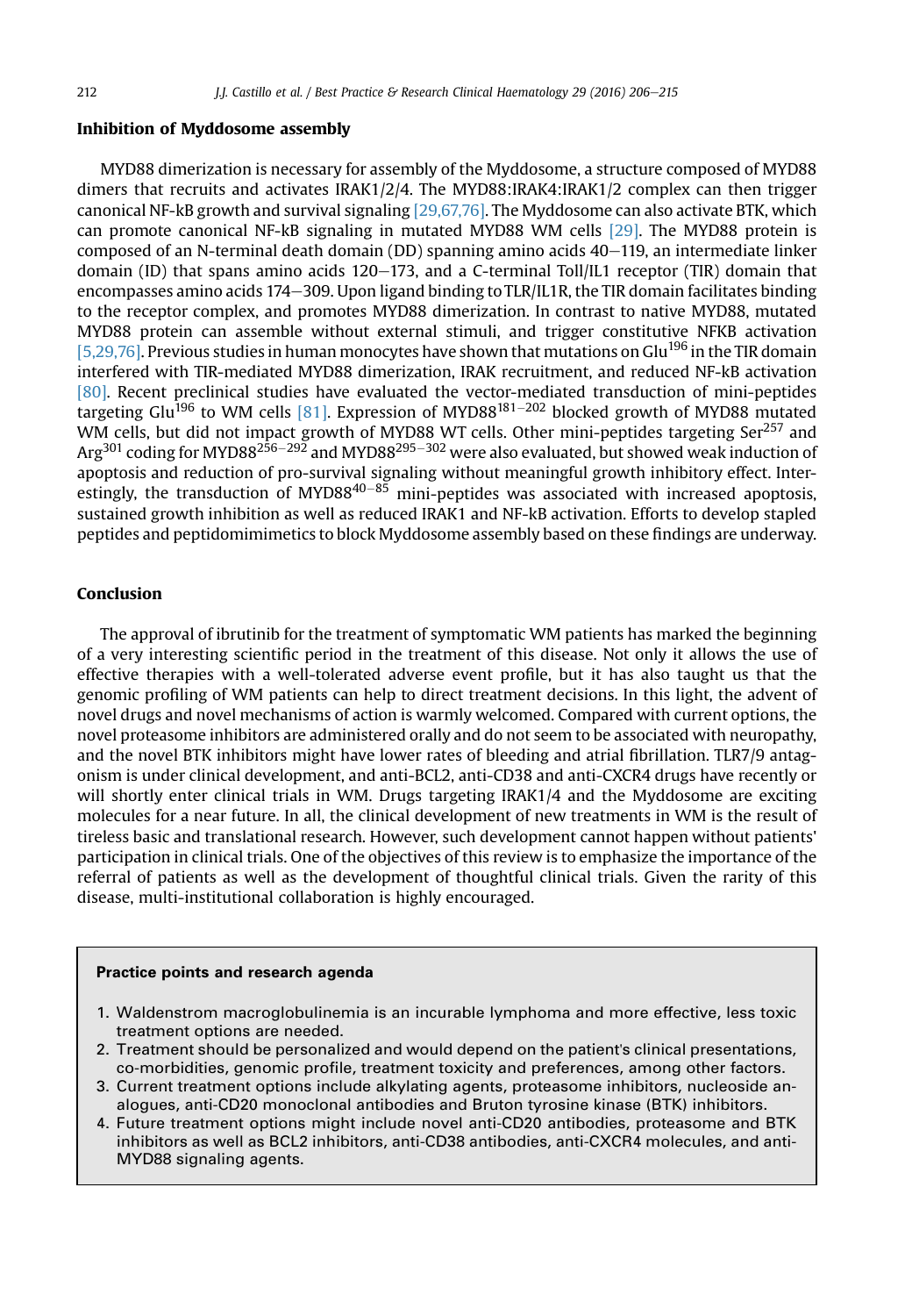## Inhibition of Myddosome assembly

MYD88 dimerization is necessary for assembly of the Myddosome, a structure composed of MYD88 dimers that recruits and activates IRAK1/2/4. The MYD88:IRAK4:IRAK1/2 complex can then trigger canonical NF-kB growth and survival signaling [29,67,76]. The Myddosome can also activate BTK, which can promote canonical NF-kB signaling in mutated MYD88 WM cells [29]. The MYD88 protein is composed of an N-terminal death domain (DD) spanning amino acids 40–119, an intermediate linker domain (ID) that spans amino acids 120–173, and a C-terminal Toll/IL1 receptor (TIR) domain that encompasses amino acids 174–309. Upon ligand binding to TLR/IL1R, the TIR domain facilitates binding to the receptor complex, and promotes MYD88 dimerization. In contrast to native MYD88, mutated MYD88 protein can assemble without external stimuli, and trigger constitutive NFKB activation [5,29,76]. Previous studies in human monocytes have shown that mutations on $Glu^{196}$ in the TIR domain interfered with TIR-mediated MYD88 dimerization, IRAK recruitment, and reduced NF-kB activation [80]. Recent preclinical studies have evaluated the vector-mediated transduction of mini-peptides targeting $Glu^{196}$ to WM cells [81]. Expression of $MYD88^{181-202}$ blocked growth of MYD88 mutated WM cells, but did not impact growth of MYD88 WT cells. Other mini-peptides targeting $Ser^{257}$ and $Arg^{301}$ coding for $MYD88^{256-292}$ and $MYD88^{295-302}$ were also evaluated, but showed weak induction of apoptosis and reduction of pro-survival signaling without meaningful growth inhibitory effect. Interestingly, the transduction of $MYD88^{40-85}$ mini-peptides was associated with increased apoptosis, sustained growth inhibition as well as reduced IRAK1 and NF-kB activation. Efforts to develop stapled peptides and peptidomimetics to block Myddosome assembly based on these findings are underway.

## Conclusion

The approval of ibrutinib for the treatment of symptomatic WM patients has marked the beginning of a very interesting scientific period in the treatment of this disease. Not only it allows the use of effective therapies with a well-tolerated adverse event profile, but it has also taught us that the genomic profiling of WM patients can help to direct treatment decisions. In this light, the advent of novel drugs and novel mechanisms of action is warmly welcomed. Compared with current options, the novel proteasome inhibitors are administered orally and do not seem to be associated with neuropathy, and the novel BTK inhibitors might have lower rates of bleeding and atrial fibrillation. TLR7/9 antagonism is under clinical development, and anti-BCL2, anti-CD38 and anti-CXCR4 drugs have recently or will shortly enter clinical trials in WM. Drugs targeting IRAK1/4 and the Myddosome are exciting molecules for a near future. In all, the clinical development of new treatments in WM is the result of tireless basic and translational research. However, such development cannot happen without patients' participation in clinical trials. One of the objectives of this review is to emphasize the importance of the referral of patients as well as the development of thoughtful clinical trials. Given the rarity of this disease, multi-institutional collaboration is highly encouraged.

**Practice points and research agenda**

1. Waldenstrom macroglobulinemia is an incurable lymphoma and more effective, less toxic treatment options are needed.
2. Treatment should be personalized and would depend on the patient's clinical presentations, co-morbidities, genomic profile, treatment toxicity and preferences, among other factors.
3. Current treatment options include alkylating agents, proteasome inhibitors, nucleoside analogues, anti-CD20 monoclonal antibodies and Bruton tyrosine kinase (BTK) inhibitors.
4. Future treatment options might include novel anti-CD20 antibodies, proteasome and BTK inhibitors as well as BCL2 inhibitors, anti-CD38 antibodies, anti-CXCR4 molecules, and anti-MYD88 signaling agents.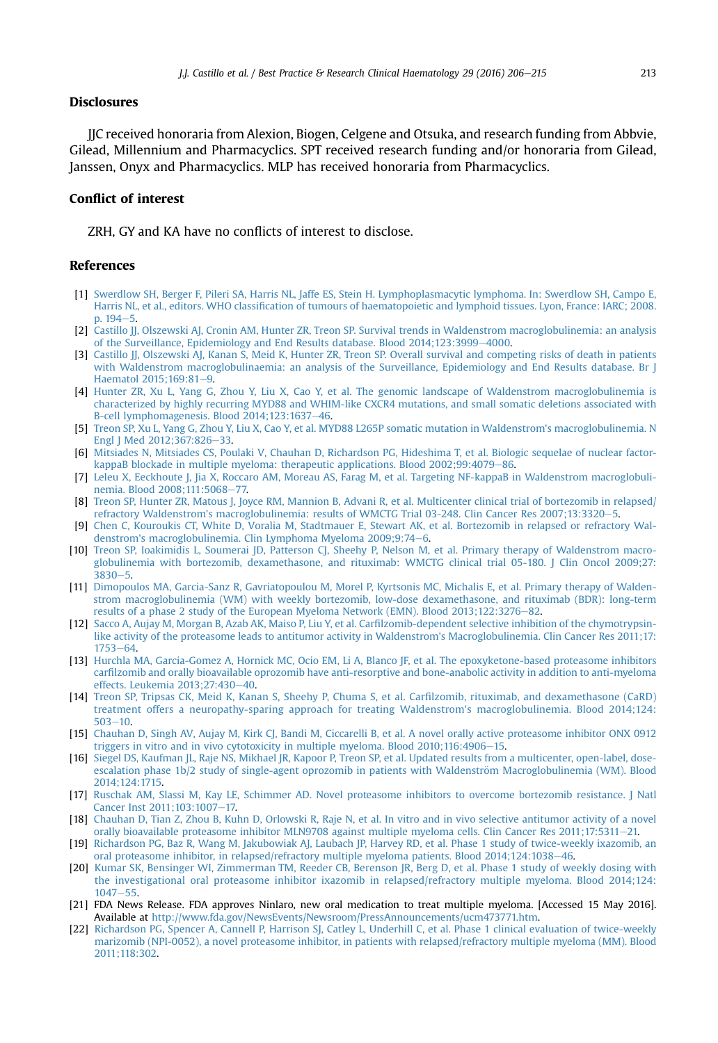## Disclosures

JJC received honoraria from Alexion, Biogen, Celgene and Otsuka, and research funding from Abbvie, Gilead, Millennium and Pharmacyclics. SPT received research funding and/or honoraria from Gilead, Janssen, Onyx and Pharmacyclics. MLP has received honoraria from Pharmacyclics.

## Conflict of interest

ZRH, GY and KA have no conflicts of interest to disclose.

## References

[1] Swerdlow SH, Berger F, Pileri SA, Harris NL, Jaffe ES, Stein H. Lymphoplasmacytic lymphoma. In: Swerdlow SH, Campo E, Harris NL, et al., editors. WHO classification of tumours of haematopoietic and lymphoid tissues. Lyon, France: IARC; 2008. p. 194–5.

[2] Castillo JJ, Olszewski AJ, Cronin AM, Hunter ZR, Treon SP. Survival trends in Waldenstrom macroglobulinemia: an analysis of the Surveillance, Epidemiology and End Results database. Blood 2014;123:3999–4000.

[3] Castillo JJ, Olszewski AJ, Kanan S, Meid K, Hunter ZR, Treon SP. Overall survival and competing risks of death in patients with Waldenstrom macroglobulinaemia: an analysis of the Surveillance, Epidemiology and End Results database. Br J Haematol 2015;169:81–9.

[4] Hunter ZR, Xu L, Yang G, Zhou Y, Liu X, Cao Y, et al. The genomic landscape of Waldenstrom macroglobulinemia is characterized by highly recurring MYD88 and WHIM-like CXCR4 mutations, and small somatic deletions associated with B-cell lymphomagenesis. Blood 2014;123:1637–46.

[5] Treon SP, Xu L, Yang G, Zhou Y, Liu X, Cao Y, et al. MYD88 L265P somatic mutation in Waldenstrom's macroglobulinemia. N Engl J Med 2012;367:826–33.

[6] Mitsiades N, Mitsiades CS, Poulaki V, Chauhan D, Richardson PG, Hideshima T, et al. Biologic sequelae of nuclear factor-kappaB blockade in multiple myeloma: therapeutic applications. Blood 2002;99:4079–86.

[7] Leleu X, Eeckhoute J, Jia X, Roccaro AM, Moreau AS, Farag M, et al. Targeting NF-kappaB in Waldenstrom macroglobulinemia. Blood 2008;111:5068–77.

[8] Treon SP, Hunter ZR, Matous J, Joyce RM, Mannion B, Advani R, et al. Multicenter clinical trial of bortezomib in relapsed/refractory Waldenstrom's macroglobulinemia: results of WMCTG Trial 03-248. Clin Cancer Res 2007;13:3320–5.

[9] Chen C, Kouroukis CT, White D, Voralia M, Stadtmauer E, Stewart AK, et al. Bortezomib in relapsed or refractory Waldenstrom's macroglobulinemia. Clin Lymphoma Myeloma 2009;9:74–6.

[10] Treon SP, Ioakimidis L, Soumerai JD, Patterson CJ, Sheehy P, Nelson M, et al. Primary therapy of Waldenstrom macroglobulinemia with bortezomib, dexamethasone, and rituximab: WMCTG clinical trial 05-180. J Clin Oncol 2009;27:3830–5.

[11] Dimopoulos MA, Garcia-Sanz R, Gavriatopoulou M, Morel P, Kyrtsonis MC, Michalis E, et al. Primary therapy of Waldenstrom macroglobulinemia (WM) with weekly bortezomib, low-dose dexamethasone, and rituximab (BDR): long-term results of a phase 2 study of the European Myeloma Network (EMN). Blood 2013;122:3276–82.

[12] Sacco A, Aujay M, Morgan B, Azab AK, Maiso P, Liu Y, et al. Carfilzomib-dependent selective inhibition of the chymotrypsin-like activity of the proteasome leads to antitumor activity in Waldenstrom's Macroglobulinemia. Clin Cancer Res 2011;17:1753–64.

[13] Hurchla MA, Garcia-Gomez A, Hornick MC, Ocio EM, Li A, Blanco JF, et al. The epoxyketone-based proteasome inhibitors carfilzomib and orally bioavailable oprozomib have anti-resorptive and bone-anabolic activity in addition to anti-myeloma effects. Leukemia 2013;27:430–40.

[14] Treon SP, Tripsas CK, Meid K, Kanan S, Sheehy P, Chuma S, et al. Carfilzomib, rituximab, and dexamethasone (CaRD) treatment offers a neuropathy-sparing approach for treating Waldenstrom's macroglobulinemia. Blood 2014;124:503–10.

[15] Chauhan D, Singh AV, Aujay M, Kirk CJ, Bandi M, Ciccarelli B, et al. A novel orally active proteasome inhibitor ONX 0912 triggers in vitro and in vivo cytotoxicity in multiple myeloma. Blood 2010;116:4906–15.

[16] Siegel DS, Kaufman JL, Raje NS, Mikhael JR, Kapoor P, Treon SP, et al. Updated results from a multicenter, open-label, dose-escalation phase 1b/2 study of single-agent oprozomib in patients with Waldenström Macroglobulinemia (WM). Blood 2014;124:1715.

[17] Ruschak AM, Slassi M, Kay LE, Schimmer AD. Novel proteasome inhibitors to overcome bortezomib resistance. J Natl Cancer Inst 2011;103:1007–17.

[18] Chauhan D, Tian Z, Zhou B, Kuhn D, Orlowski R, Raje N, et al. In vitro and in vivo selective antitumor activity of a novel orally bioavailable proteasome inhibitor MLN9708 against multiple myeloma cells. Clin Cancer Res 2011;17:5311–21.

[19] Richardson PG, Baz R, Wang M, Jakubowiak AJ, Laubach JP, Harvey RD, et al. Phase 1 study of twice-weekly ixazomib, an oral proteasome inhibitor, in relapsed/refractory multiple myeloma patients. Blood 2014;124:1038–46.

[20] Kumar SK, Bensinger WI, Zimmerman TM, Reeder CB, Berenson JR, Berg D, et al. Phase 1 study of weekly dosing with the investigational oral proteasome inhibitor ixazomib in relapsed/refractory multiple myeloma. Blood 2014;124:1047–55.

[21] FDA News Release. FDA approves Ninlaro, new oral medication to treat multiple myeloma. [Accessed 15 May 2016]. Available at http://www.fda.gov/NewsEvents/Newsroom/PressAnnouncements/ucm473771.htm.

[22] Richardson PG, Spencer A, Cannell P, Harrison SJ, Catley L, Underhill C, et al. Phase 1 clinical evaluation of twice-weekly marizomib (NPI-0052), a novel proteasome inhibitor, in patients with relapsed/refractory multiple myeloma (MM). Blood 2011;118:302.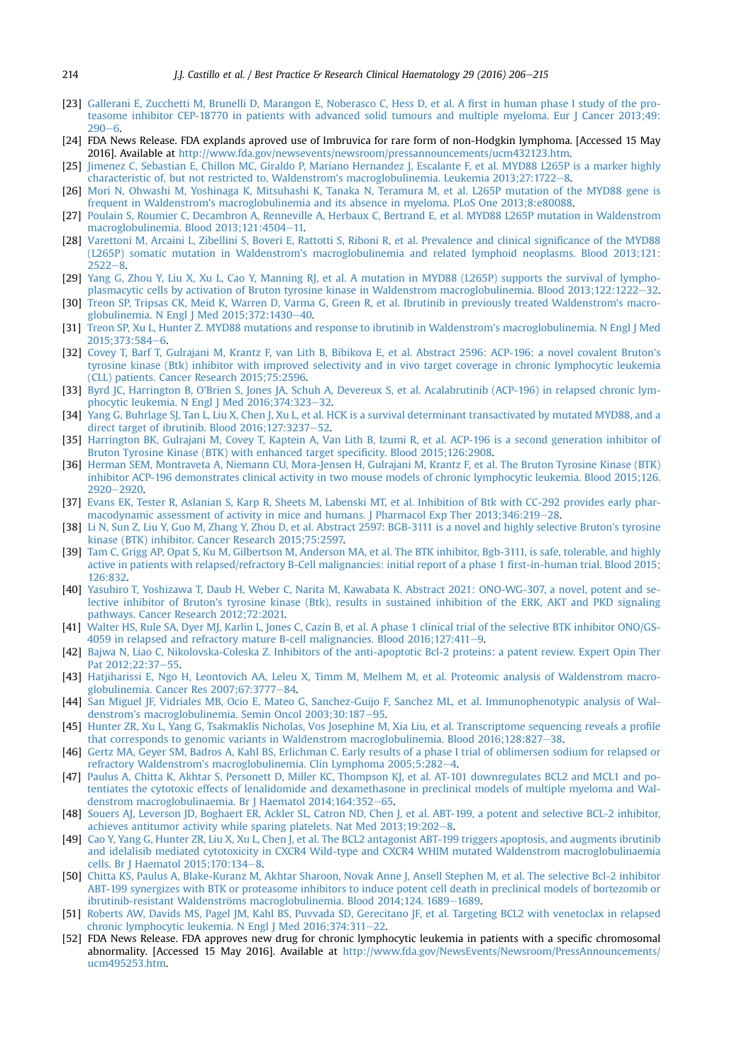[23] Gallerani E, Zucchetti M, Brunelli D, Marangon E, Noberasco C, Hess D, et al. A first in human phase I study of the proteasome inhibitor CEP-18770 in patients with advanced solid tumours and multiple myeloma. Eur J Cancer 2013;49:290–6.

[24] FDA News Release. FDA explands aproved use of Imbruvica for rare form of non-Hodgkin lymphoma. [Accessed 15 May 2016]. Available at http://www.fda.gov/newsevents/newsroom/pressannouncements/ucm432123.htm.

[25] Jimenez C, Sebastian E, Chillon MC, Giraldo P, Mariano Hernandez J, Escalante F, et al. MYD88 L265P is a marker highly characteristic of, but not restricted to, Waldenstrom's macroglobulinemia. Leukemia 2013;27:1722–8.

[26] Mori N, Ohwashi M, Yoshinaga K, Mitsuhashi K, Tanaka N, Teramura M, et al. L265P mutation of the MYD88 gene is frequent in Waldenstrom's macroglobulinemia and its absence in myeloma. PLoS One 2013;8:e80088.

[27] Poulain S, Roumier C, Decambron A, Renneville A, Herbaux C, Bertrand E, et al. MYD88 L265P mutation in Waldenstrom macroglobulinemia. Blood 2013;121:4504–11.

[28] Varettoni M, Arcaini L, Zibellini S, Boveri E, Rattotti S, Riboni R, et al. Prevalence and clinical significance of the MYD88 (L265P) somatic mutation in Waldenstrom's macroglobulinemia and related lymphoid neoplasms. Blood 2013;121:2522–8.

[29] Yang G, Zhou Y, Liu X, Xu L, Cao Y, Manning RJ, et al. A mutation in MYD88 (L265P) supports the survival of lymphoplasmacytic cells by activation of Bruton tyrosine kinase in Waldenstrom macroglobulinemia. Blood 2013;122:1222–32.

[30] Treon SP, Tripsas CK, Meid K, Warren D, Varma G, Green R, et al. Ibrutinib in previously treated Waldenstrom's macroglobulinemia. N Engl J Med 2015;372:1430–40.

[31] Treon SP, Xu L, Hunter Z. MYD88 mutations and response to ibrutinib in Waldenstrom's macroglobulinemia. N Engl J Med 2015;373:584–6.

[32] Covey T, Barf T, Gulrajani M, Krantz F, van Lith B, Bibikova E, et al. Abstract 2596: ACP-196: a novel covalent Bruton's tyrosine kinase (Btk) inhibitor with improved selectivity and in vivo target coverage in chronic lymphocytic leukemia (CLL) patients. Cancer Research 2015;75:2596.

[33] Byrd JC, Harrington B, O'Brien S, Jones JA, Schuh A, Devereux S, et al. Acalabrutinib (ACP-196) in relapsed chronic lymphocytic leukemia. N Engl J Med 2016;374:323–32.

[34] Yang G, Buhrlage SJ, Tan L, Liu X, Chen J, Xu L, et al. HCK is a survival determinant transactivated by mutated MYD88, and a direct target of ibrutinib. Blood 2016;127:3237–52.

[35] Harrington BK, Gulrajani M, Covey T, Kaptein A, Van Lith B, Izumi R, et al. ACP-196 is a second generation inhibitor of Bruton Tyrosine Kinase (BTK) with enhanced target specificity. Blood 2015;126:2908.

[36] Herman SEM, Montraveta A, Niemann CU, Mora-Jensen H, Gulrajani M, Krantz F, et al. The Bruton Tyrosine Kinase (BTK) inhibitor ACP-196 demonstrates clinical activity in two mouse models of chronic lymphocytic leukemia. Blood 2015;126. 2920–2920.

[37] Evans EK, Tester R, Aslanian S, Karp R, Sheets M, Labenski MT, et al. Inhibition of Btk with CC-292 provides early pharmacodynamic assessment of activity in mice and humans. J Pharmacol Exp Ther 2013;346:219–28.

[38] Li N, Sun Z, Liu Y, Guo M, Zhang Y, Zhou D, et al. Abstract 2597: BGB-3111 is a novel and highly selective Bruton's tyrosine kinase (BTK) inhibitor. Cancer Research 2015;75:2597.

[39] Tam C, Grigg AP, Opat S, Ku M, Gilbertson M, Anderson MA, et al. The BTK inhibitor, Bgb-3111, is safe, tolerable, and highly active in patients with relapsed/refractory B-Cell malignancies: initial report of a phase 1 first-in-human trial. Blood 2015;126:832.

[40] Yasuhiro T, Yoshizawa T, Daub H, Weber C, Narita M, Kawabata K. Abstract 2021: ONO-WG-307, a novel, potent and selective inhibitor of Bruton's tyrosine kinase (Btk), results in sustained inhibition of the ERK, AKT and PKD signaling pathways. Cancer Research 2012;72:2021.

[41] Walter HS, Rule SA, Dyer MJ, Karlin L, Jones C, Cazin B, et al. A phase 1 clinical trial of the selective BTK inhibitor ONO/GS-4059 in relapsed and refractory mature B-cell malignancies. Blood 2016;127:411–9.

[42] Bajwa N, Liao C, Nikolovska-Coleska Z. Inhibitors of the anti-apoptotic Bcl-2 proteins: a patent review. Expert Opin Ther Pat 2012;22:37–55.

[43] Hatjiharissi E, Ngo H, Leontovich AA, Leleu X, Timm M, Melhem M, et al. Proteomic analysis of Waldenstrom macroglobulinemia. Cancer Res 2007;67:3777–84.

[44] San Miguel JF, Vidriales MB, Ocio E, Mateo G, Sanchez-Guijo F, Sanchez ML, et al. Immunophenotypic analysis of Waldenstrom's macroglobulinemia. Semin Oncol 2003;30:187–95.

[45] Hunter ZR, Xu L, Yang G, Tsakmaklis Nicholas, Vos Josephine M, Xia Liu, et al. Transcriptome sequencing reveals a profile that corresponds to genomic variants in Waldenstrom macroglobulinemia. Blood 2016;128:827–38.

[46] Gertz MA, Geyer SM, Badros A, Kahl BS, Erlichman C. Early results of a phase I trial of oblimersen sodium for relapsed or refractory Waldenstrom's macroglobulinemia. Clin Lymphoma 2005;5:282–4.

[47] Paulus A, Chitta K, Akhtar S, Personett D, Miller KC, Thompson KJ, et al. AT-101 downregulates BCL2 and MCL1 and potentiates the cytotoxic effects of lenalidomide and dexamethasone in preclinical models of multiple myeloma and Waldenstrom macroglobulinaemia. Br J Haematol 2014;164:352–65.

[48] Souers AJ, Leverson JD, Boghaert ER, Ackler SL, Catron ND, Chen J, et al. ABT-199, a potent and selective BCL-2 inhibitor, achieves antitumor activity while sparing platelets. Nat Med 2013;19:202–8.

[49] Cao Y, Yang G, Hunter ZR, Liu X, Xu L, Chen J, et al. The BCL2 antagonist ABT-199 triggers apoptosis, and augments ibrutinib and idelalisib mediated cytotoxicity in CXCR4 Wild-type and CXCR4 WHIM mutated Waldenstrom macroglobulinaemia cells. Br J Haematol 2015;170:134–8.

[50] Chitta KS, Paulus A, Blake-Kuranz M, Akhtar Sharoon, Novak Anne J, Ansell Stephen M, et al. The selective Bcl-2 inhibitor ABT-199 synergizes with BTK or proteasome inhibitors to induce potent cell death in preclinical models of bortezomib or ibrutinib-resistant Waldenströms macroglobulinemia. Blood 2014;124. 1689–1689.

[51] Roberts AW, Davids MS, Pagel JM, Kahl BS, Puvvada SD, Gerecitano JF, et al. Targeting BCL2 with venetoclax in relapsed chronic lymphocytic leukemia. N Engl J Med 2016;374:311–22.

[52] FDA News Release. FDA approves new drug for chronic lymphocytic leukemia in patients with a specific chromosomal abnormality. [Accessed 15 May 2016]. Available at http://www.fda.gov/NewsEvents/Newsroom/PressAnnouncements/ucm495253.htm.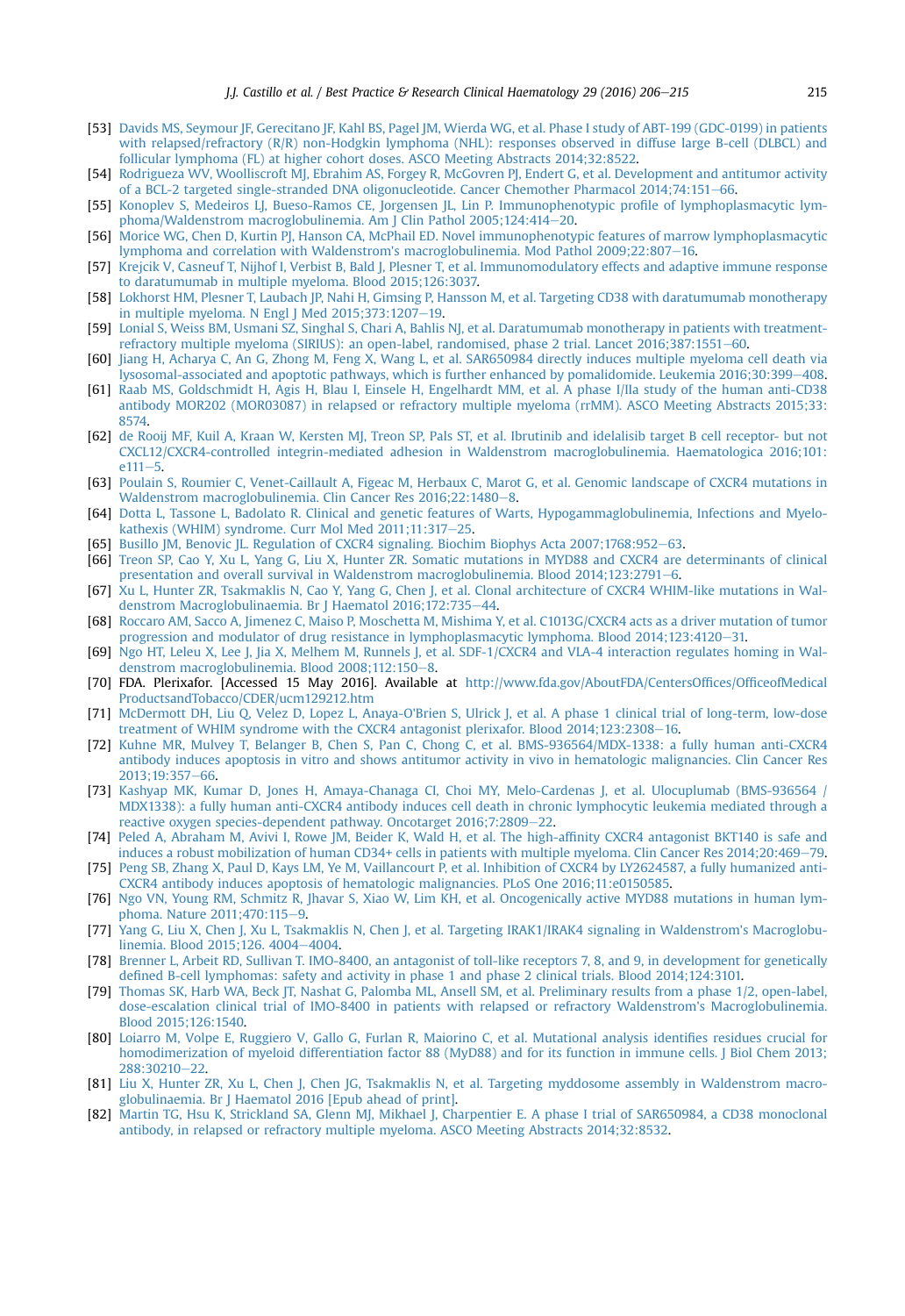[53] Davids MS, Seymour JF, Gerecitano JF, Kahl BS, Pagel JM, Wierda WG, et al. Phase I study of ABT-199 (GDC-0199) in patients with relapsed/refractory (R/R) non-Hodgkin lymphoma (NHL): responses observed in diffuse large B-cell (DLBCL) and follicular lymphoma (FL) at higher cohort doses. ASCO Meeting Abstracts 2014;32:8522.

[54] Rodrigueza WV, Woolliscroft MJ, Ebrahim AS, Forgey R, McGovren PJ, Endert G, et al. Development and antitumor activity of a BCL-2 targeted single-stranded DNA oligonucleotide. Cancer Chemother Pharmacol 2014;74:151–66.

[55] Konoplev S, Medeiros LJ, Bueso-Ramos CE, Jorgensen JL, Lin P. Immunophenotypic profile of lymphoplasmacytic lymphoma/Waldenstrom macroglobulinemia. Am J Clin Pathol 2005;124:414–20.

[56] Morice WG, Chen D, Kurtin PJ, Hanson CA, McPhail ED. Novel immunophenotypic features of marrow lymphoplasmacytic lymphoma and correlation with Waldenstrom's macroglobulinemia. Mod Pathol 2009;22:807–16.

[57] Krejcik V, Casneuf T, Nijhof I, Verbist B, Bald J, Plesner T, et al. Immunomodulatory effects and adaptive immune response to daratumumab in multiple myeloma. Blood 2015;126:3037.

[58] Lokhorst HM, Plesner T, Laubach JP, Nahi H, Gimsing P, Hansson M, et al. Targeting CD38 with daratumumab monotherapy in multiple myeloma. N Engl J Med 2015;373:1207–19.

[59] Lonial S, Weiss BM, Usmani SZ, Singhal S, Chari A, Bahlis NJ, et al. Daratumumab monotherapy in patients with treatment-refractory multiple myeloma (SIRIUS): an open-label, randomised, phase 2 trial. Lancet 2016;387:1551–60.

[60] Jiang H, Acharya C, An G, Zhong M, Feng X, Wang L, et al. SAR650984 directly induces multiple myeloma cell death via lysosomal-associated and apoptotic pathways, which is further enhanced by pomalidomide. Leukemia 2016;30:399–408.

[61] Raab MS, Goldschmidt H, Agis H, Blau I, Einsele H, Engelhardt MM, et al. A phase I/IIa study of the human anti-CD38 antibody MOR202 (MOR03087) in relapsed or refractory multiple myeloma (rrMM). ASCO Meeting Abstracts 2015;33:8574.

[62] de Rooij MF, Kuil A, Kraan W, Kersten MJ, Treon SP, Pals ST, et al. Ibrutinib and idelalisib target B cell receptor- but not CXCL12/CXCR4-controlled integrin-mediated adhesion in Waldenstrom macroglobulinemia. Haematologica 2016;101:e111–5.

[63] Poulain S, Roumier C, Venet-Caillault A, Figeac M, Herbaux C, Marot G, et al. Genomic landscape of CXCR4 mutations in Waldenstrom macroglobulinemia. Clin Cancer Res 2016;22:1480–8.

[64] Dotta L, Tassone L, Badolato R. Clinical and genetic features of Warts, Hypogammaglobulinemia, Infections and Myelokathexis (WHIM) syndrome. Curr Mol Med 2011;11:317–25.

[65] Busillo JM, Benovic JL. Regulation of CXCR4 signaling. Biochim Biophys Acta 2007;1768:952–63.

[66] Treon SP, Cao Y, Xu L, Yang G, Liu X, Hunter ZR. Somatic mutations in MYD88 and CXCR4 are determinants of clinical presentation and overall survival in Waldenstrom macroglobulinemia. Blood 2014;123:2791–6.

[67] Xu L, Hunter ZR, Tsakmaklis N, Cao Y, Yang G, Chen J, et al. Clonal architecture of CXCR4 WHIM-like mutations in Waldenstrom Macroglobulinaemia. Br J Haematol 2016;172:735–44.

[68] Roccaro AM, Sacco A, Jimenez C, Maiso P, Moschetta M, Mishima Y, et al. C1013G/CXCR4 acts as a driver mutation of tumor progression and modulator of drug resistance in lymphoplasmacytic lymphoma. Blood 2014;123:4120–31.

[69] Ngo HT, Leleu X, Lee J, Jia X, Melhem M, Runnels J, et al. SDF-1/CXCR4 and VLA-4 interaction regulates homing in Waldenstrom macroglobulinemia. Blood 2008;112:150–8.

[70] FDA. Plerixafor. [Accessed 15 May 2016]. Available at http://www.fda.gov/AboutFDA/CentersOffices/OfficeofMedicalProductsandTobacco/CDER/ucm129212.htm

[71] McDermott DH, Liu Q, Velez D, Lopez L, Anaya-O'Brien S, Ulrick J, et al. A phase 1 clinical trial of long-term, low-dose treatment of WHIM syndrome with the CXCR4 antagonist plerixafor. Blood 2014;123:2308–16.

[72] Kuhne MR, Mulvey T, Belanger B, Chen S, Pan C, Chong C, et al. BMS-936564/MDX-1338: a fully human anti-CXCR4 antibody induces apoptosis in vitro and shows antitumor activity in vivo in hematologic malignancies. Clin Cancer Res 2013;19:357–66.

[73] Kashyap MK, Kumar D, Jones H, Amaya-Chanaga CI, Choi MY, Melo-Cardenas J, et al. Ulocuplumab (BMS-936564 / MDX1338): a fully human anti-CXCR4 antibody induces cell death in chronic lymphocytic leukemia mediated through a reactive oxygen species-dependent pathway. Oncotarget 2016;7:2809–22.

[74] Peled A, Abraham M, Avivi I, Rowe JM, Beider K, Wald H, et al. The high-affinity CXCR4 antagonist BKT140 is safe and induces a robust mobilization of human CD34+ cells in patients with multiple myeloma. Clin Cancer Res 2014;20:469–79.

[75] Peng SB, Zhang X, Paul D, Kays LM, Ye M, Vaillancourt P, et al. Inhibition of CXCR4 by LY2624587, a fully humanized anti-CXCR4 antibody induces apoptosis of hematologic malignancies. PLoS One 2016;11:e0150585.

[76] Ngo VN, Young RM, Schmitz R, Jhavar S, Xiao W, Lim KH, et al. Oncogenically active MYD88 mutations in human lymphoma. Nature 2011;470:115–9.

[77] Yang G, Liu X, Chen J, Xu L, Tsakmaklis N, Chen J, et al. Targeting IRAK1/IRAK4 signaling in Waldenstrom's Macroglobulinemia. Blood 2015;126. 4004–4004.

[78] Brenner L, Arbeit RD, Sullivan T. IMO-8400, an antagonist of toll-like receptors 7, 8, and 9, in development for genetically defined B-cell lymphomas: safety and activity in phase 1 and phase 2 clinical trials. Blood 2014;124:3101.

[79] Thomas SK, Harb WA, Beck JT, Nashat G, Palomba ML, Ansell SM, et al. Preliminary results from a phase 1/2, open-label, dose-escalation clinical trial of IMO-8400 in patients with relapsed or refractory Waldenstrom's Macroglobulinemia. Blood 2015;126:1540.

[80] Loiarro M, Volpe E, Ruggiero V, Gallo G, Furlan R, Maiorino C, et al. Mutational analysis identifies residues crucial for homodimerization of myeloid differentiation factor 88 (MyD88) and for its function in immune cells. J Biol Chem 2013;288:30210–22.

[81] Liu X, Hunter ZR, Xu L, Chen J, Chen JG, Tsakmaklis N, et al. Targeting myddosome assembly in Waldenstrom macroglobulinaemia. Br J Haematol 2016 [Epub ahead of print].

[82] Martin TG, Hsu K, Strickland SA, Glenn MJ, Mikhael J, Charpentier E. A phase I trial of SAR650984, a CD38 monoclonal antibody, in relapsed or refractory multiple myeloma. ASCO Meeting Abstracts 2014;32:8532.